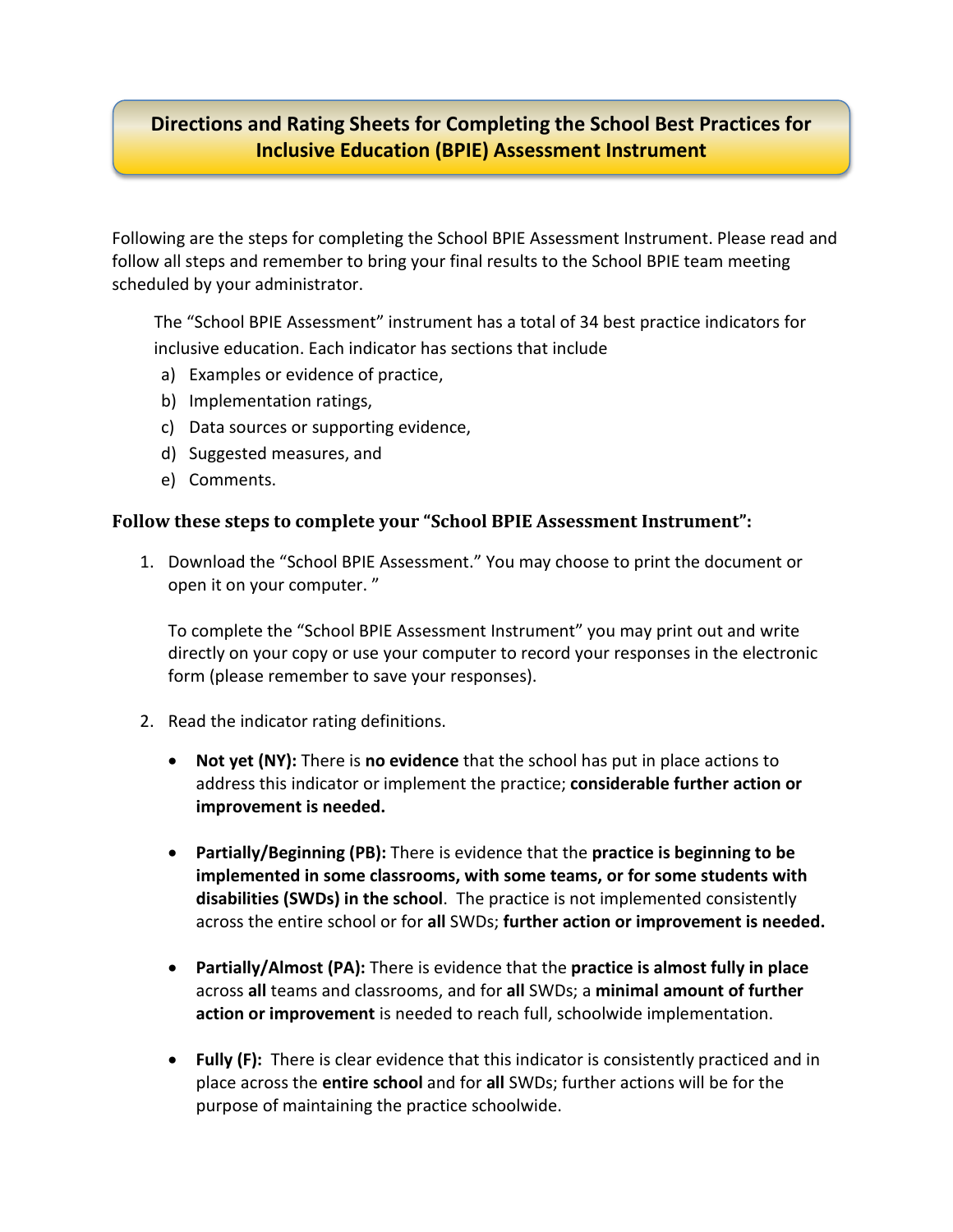# Directions and Rating Sheets for Completing the School Best Practices for Inclusive Education (BPIE) Assessment Instrument

Following are the steps for completing the School BPIE Assessment Instrument. Please read and follow all steps and remember to bring your final results to the School BPIE team meeting scheduled by your administrator.

The "School BPIE Assessment" instrument has a total of 34 best practice indicators for inclusive education. Each indicator has sections that include

a) Examples or evidence of practice,
b) Implementation ratings,
c) Data sources or supporting evidence,
d) Suggested measures, and
e) Comments.

### Follow these steps to complete your "School BPIE Assessment Instrument":

1. Download the "School BPIE Assessment." You may choose to print the document or open it on your computer. "

   To complete the "School BPIE Assessment Instrument" you may print out and write directly on your copy or use your computer to record your responses in the electronic form (please remember to save your responses).

2. Read the indicator rating definitions.

   - **Not yet (NY):** There is **no evidence** that the school has put in place actions to address this indicator or implement the practice; **considerable further action or improvement is needed.**

   - **Partially/Beginning (PB):** There is evidence that the **practice is beginning to be implemented in some classrooms, with some teams, or for some students with disabilities (SWDs) in the school**. The practice is not implemented consistently across the entire school or for **all** SWDs; **further action or improvement is needed.**

   - **Partially/Almost (PA):** There is evidence that the **practice is almost fully in place** across **all** teams and classrooms, and for **all** SWDs; a **minimal amount of further action or improvement** is needed to reach full, schoolwide implementation.

   - **Fully (F):** There is clear evidence that this indicator is consistently practiced and in place across the **entire school** and for **all** SWDs; further actions will be for the purpose of maintaining the practice schoolwide.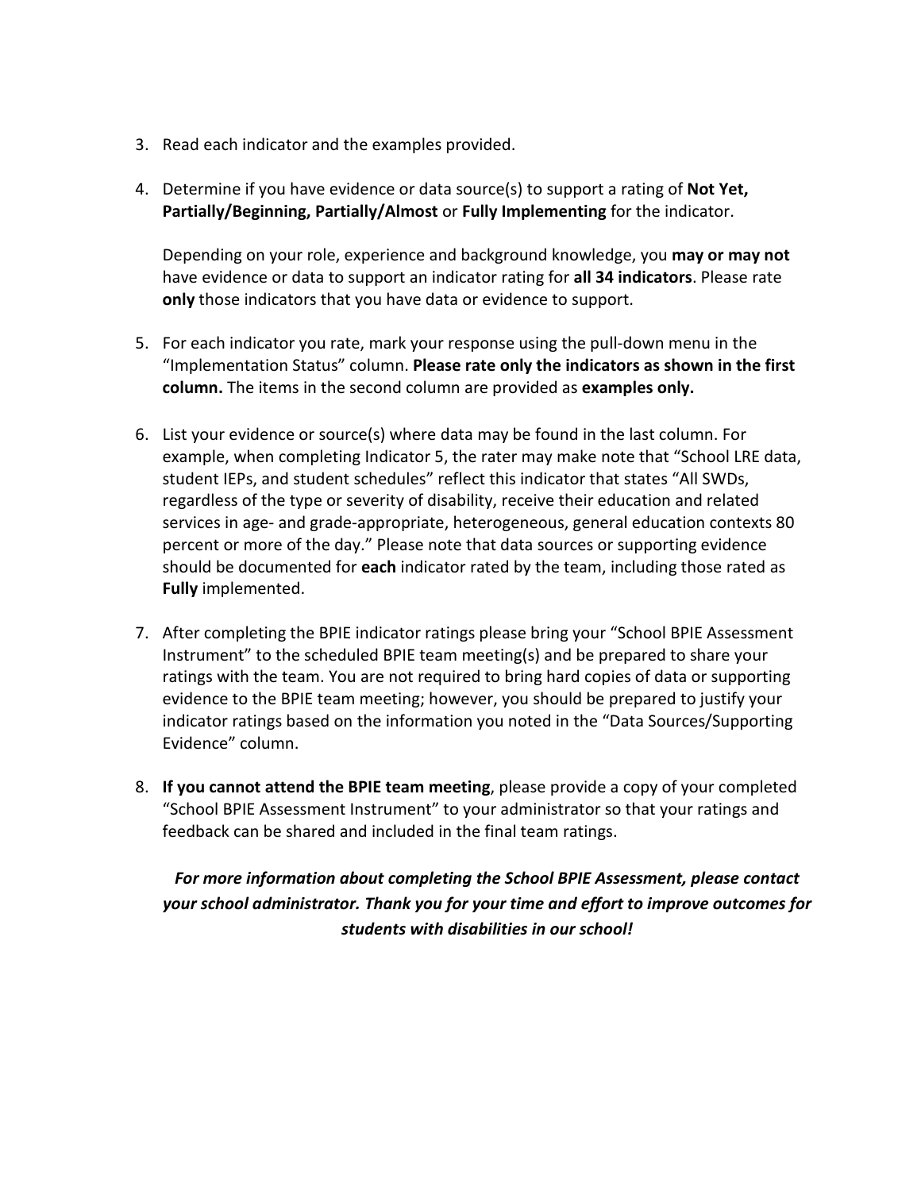3. Read each indicator and the examples provided.

4. Determine if you have evidence or data source(s) to support a rating of **Not Yet, Partially/Beginning, Partially/Almost** or **Fully Implementing** for the indicator.

   Depending on your role, experience and background knowledge, you **may or may not** have evidence or data to support an indicator rating for **all 34 indicators**. Please rate **only** those indicators that you have data or evidence to support.

5. For each indicator you rate, mark your response using the pull-down menu in the "Implementation Status" column. **Please rate only the indicators as shown in the first column.** The items in the second column are provided as **examples only.**

6. List your evidence or source(s) where data may be found in the last column. For example, when completing Indicator 5, the rater may make note that "School LRE data, student IEPs, and student schedules" reflect this indicator that states "All SWDs, regardless of the type or severity of disability, receive their education and related services in age- and grade-appropriate, heterogeneous, general education contexts 80 percent or more of the day." Please note that data sources or supporting evidence should be documented for **each** indicator rated by the team, including those rated as **Fully** implemented.

7. After completing the BPIE indicator ratings please bring your "School BPIE Assessment Instrument" to the scheduled BPIE team meeting(s) and be prepared to share your ratings with the team. You are not required to bring hard copies of data or supporting evidence to the BPIE team meeting; however, you should be prepared to justify your indicator ratings based on the information you noted in the "Data Sources/Supporting Evidence" column.

8. **If you cannot attend the BPIE team meeting**, please provide a copy of your completed "School BPIE Assessment Instrument" to your administrator so that your ratings and feedback can be shared and included in the final team ratings.

***For more information about completing the School BPIE Assessment, please contact your school administrator. Thank you for your time and effort to improve outcomes for students with disabilities in our school!***